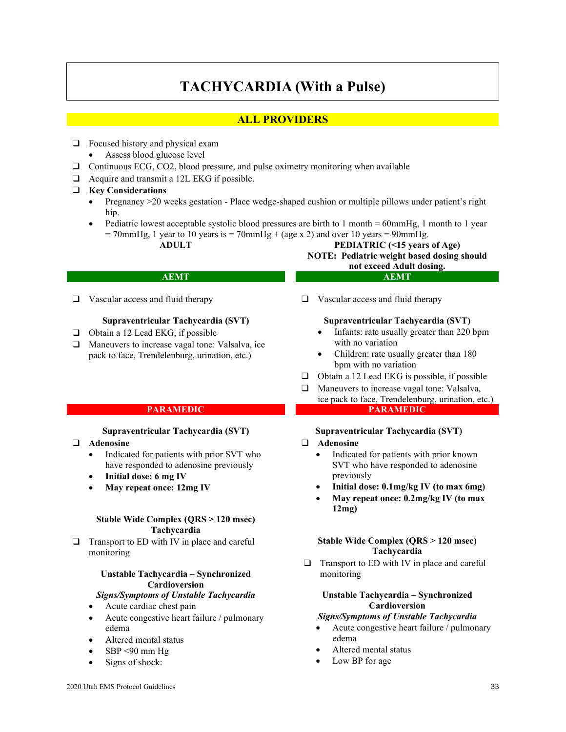# TACHYCARDIA (With a Pulse)

## ALL PROVIDERS

- ❑ Focused history and physical exam
  - Assess blood glucose level
- ❑ Continuous ECG, CO2, blood pressure, and pulse oximetry monitoring when available
- ❑ Acquire and transmit a 12L EKG if possible.
- ❑ **Key Considerations**
  - Pregnancy >20 weeks gestation - Place wedge-shaped cushion or multiple pillows under patient's right hip.
  - Pediatric lowest acceptable systolic blood pressures are birth to 1 month = 60mmHg, 1 month to 1 year = 70mmHg, 1 year to 10 years is = 70mmHg + (age x 2) and over 10 years = 90mmHg.

## ADULT

### AEMT

- ❑ Vascular access and fluid therapy

**Supraventricular Tachycardia (SVT)**

- ❑ Obtain a 12 Lead EKG, if possible
- ❑ Maneuvers to increase vagal tone: Valsalva, ice pack to face, Trendelenburg, urination, etc.)

### PARAMEDIC

**Supraventricular Tachycardia (SVT)**

- ❑ **Adenosine**
  - Indicated for patients with prior SVT who have responded to adenosine previously
  - **Initial dose: 6 mg IV**
  - **May repeat once: 12mg IV**

**Stable Wide Complex (QRS > 120 msec) Tachycardia**

- ❑ Transport to ED with IV in place and careful monitoring

**Unstable Tachycardia – Synchronized Cardioversion**

***Signs/Symptoms of Unstable Tachycardia***

- Acute cardiac chest pain
- Acute congestive heart failure / pulmonary edema
- Altered mental status
- SBP <90 mm Hg
- Signs of shock:

## PEDIATRIC (<15 years of Age)

**NOTE: Pediatric weight based dosing should not exceed Adult dosing.**

### AEMT

- ❑ Vascular access and fluid therapy

**Supraventricular Tachycardia (SVT)**

- Infants: rate usually greater than 220 bpm with no variation
- Children: rate usually greater than 180 bpm with no variation
- ❑ Obtain a 12 Lead EKG is possible, if possible
- ❑ Maneuvers to increase vagal tone: Valsalva, ice pack to face, Trendelenburg, urination, etc.)

### PARAMEDIC

**Supraventricular Tachycardia (SVT)**

- ❑ **Adenosine**
  - Indicated for patients with prior known SVT who have responded to adenosine previously
  - **Initial dose: 0.1mg/kg IV (to max 6mg)**
  - **May repeat once: 0.2mg/kg IV (to max 12mg)**

**Stable Wide Complex (QRS > 120 msec) Tachycardia**

- ❑ Transport to ED with IV in place and careful monitoring

**Unstable Tachycardia – Synchronized Cardioversion**

***Signs/Symptoms of Unstable Tachycardia***

- Acute congestive heart failure / pulmonary edema
- Altered mental status
- Low BP for age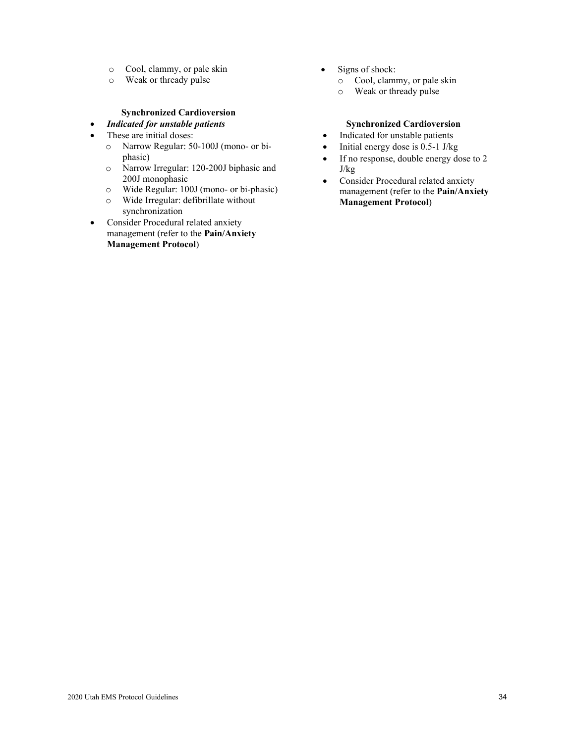- Cool, clammy, or pale skin
- Weak or thready pulse

**Synchronized Cardioversion**

- ***Indicated for unstable patients***
- These are initial doses:
  - Narrow Regular: 50-100J (mono- or bi-phasic)
  - Narrow Irregular: 120-200J biphasic and 200J monophasic
  - Wide Regular: 100J (mono- or bi-phasic)
  - Wide Irregular: defibrillate without synchronization
- Consider Procedural related anxiety management (refer to the **Pain/Anxiety Management Protocol**)

- Signs of shock:
  - Cool, clammy, or pale skin
  - Weak or thready pulse

**Synchronized Cardioversion**

- Indicated for unstable patients
- Initial energy dose is 0.5-1 J/kg
- If no response, double energy dose to 2 J/kg
- Consider Procedural related anxiety management (refer to the **Pain/Anxiety Management Protocol**)